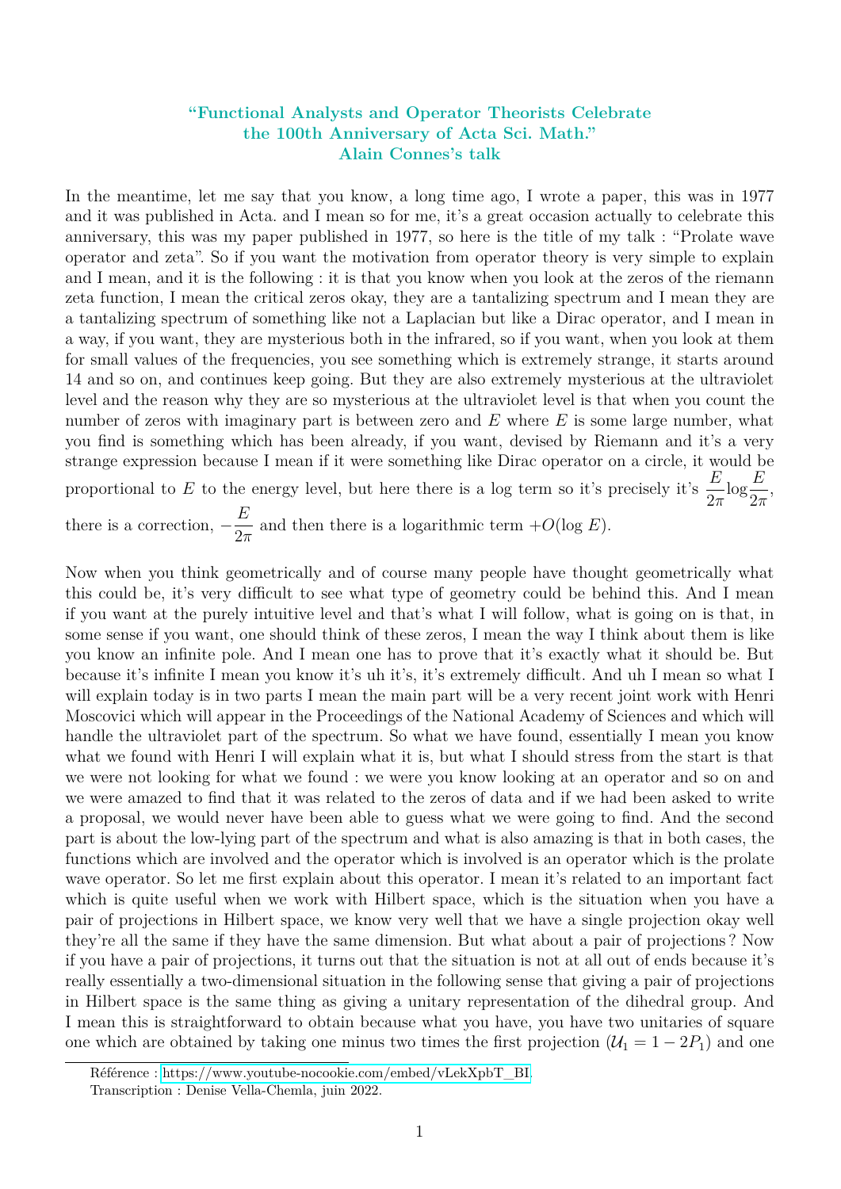**"Functional Analysts and Operator Theorists Celebrate the 100th Anniversary of Acta Sci. Math." Alain Connes's talk**

In the meantime, let me say that you know, a long time ago, I wrote a paper, this was in 1977 and it was published in Acta. and I mean so for me, it's a great occasion actually to celebrate this anniversary, this was my paper published in 1977, so here is the title of my talk : "Prolate wave operator and zeta". So if you want the motivation from operator theory is very simple to explain and I mean, and it is the following : it is that you know when you look at the zeros of the riemann zeta function, I mean the critical zeros okay, they are a tantalizing spectrum and I mean they are a tantalizing spectrum of something like not a Laplacian but like a Dirac operator, and I mean in a way, if you want, they are mysterious both in the infrared, so if you want, when you look at them for small values of the frequencies, you see something which is extremely strange, it starts around 14 and so on, and continues keep going. But they are also extremely mysterious at the ultraviolet level and the reason why they are so mysterious at the ultraviolet level is that when you count the number of zeros with imaginary part is between zero and $E$ where $E$ is some large number, what you find is something which has been already, if you want, devised by Riemann and it's a very strange expression because I mean if it were something like Dirac operator on a circle, it would be proportional to $E$ to the energy level, but here there is a log term so it's precisely it's $\dfrac{E}{2\pi}\log\dfrac{E}{2\pi}$, there is a correction, $-\dfrac{E}{2\pi}$ and then there is a logarithmic term $+O(\log E)$.

Now when you think geometrically and of course many people have thought geometrically what this could be, it's very difficult to see what type of geometry could be behind this. And I mean if you want at the purely intuitive level and that's what I will follow, what is going on is that, in some sense if you want, one should think of these zeros, I mean the way I think about them is like you know an infinite pole. And I mean one has to prove that it's exactly what it should be. But because it's infinite I mean you know it's uh it's, it's extremely difficult. And uh I mean so what I will explain today is in two parts I mean the main part will be a very recent joint work with Henri Moscovici which will appear in the Proceedings of the National Academy of Sciences and which will handle the ultraviolet part of the spectrum. So what we have found, essentially I mean you know what we found with Henri I will explain what it is, but what I should stress from the start is that we were not looking for what we found : we were you know looking at an operator and so on and we were amazed to find that it was related to the zeros of data and if we had been asked to write a proposal, we would never have been able to guess what we were going to find. And the second part is about the low-lying part of the spectrum and what is also amazing is that in both cases, the functions which are involved and the operator which is involved is an operator which is the prolate wave operator. So let me first explain about this operator. I mean it's related to an important fact which is quite useful when we work with Hilbert space, which is the situation when you have a pair of projections in Hilbert space, we know very well that we have a single projection okay well they're all the same if they have the same dimension. But what about a pair of projections ? Now if you have a pair of projections, it turns out that the situation is not at all out of ends because it's really essentially a two-dimensional situation in the following sense that giving a pair of projections in Hilbert space is the same thing as giving a unitary representation of the dihedral group. And I mean this is straightforward to obtain because what you have, you have two unitaries of square one which are obtained by taking one minus two times the first projection ($\mathcal{U}_1 = 1 - 2P_1$) and one

Référence : https://www.youtube-nocookie.com/embed/vLekXpbT_BI.
Transcription : Denise Vella-Chemla, juin 2022.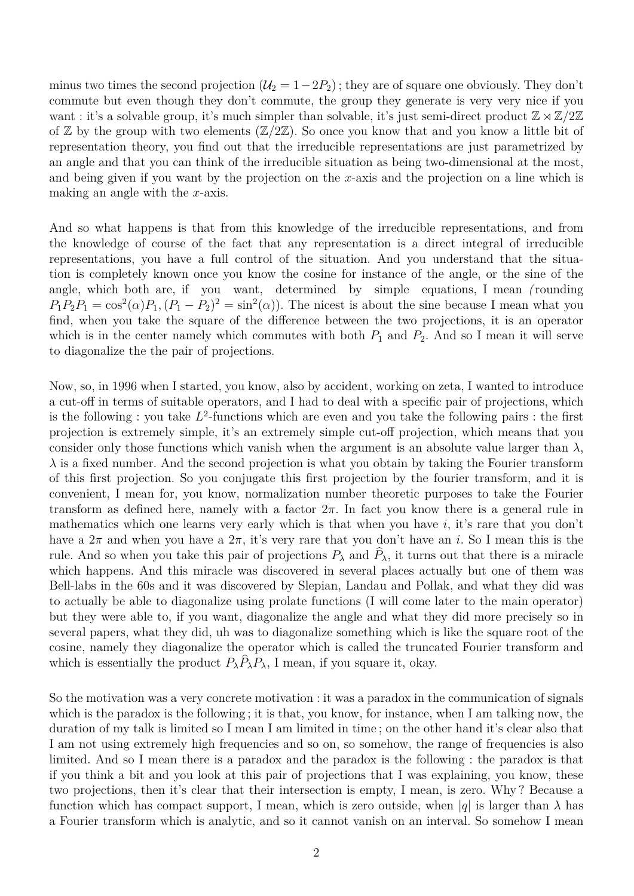minus two times the second projection ($\mathcal{U}_2 = 1 - 2P_2$) ; they are of square one obviously. They don't commute but even though they don't commute, the group they generate is very very nice if you want : it's a solvable group, it's much simpler than solvable, it's just semi-direct product $\mathbb{Z} \rtimes \mathbb{Z}/2\mathbb{Z}$ of $\mathbb{Z}$ by the group with two elements ($\mathbb{Z}/2\mathbb{Z}$). So once you know that and you know a little bit of representation theory, you find out that the irreducible representations are just parametrized by an angle and that you can think of the irreducible situation as being two-dimensional at the most, and being given if you want by the projection on the $x$-axis and the projection on a line which is making an angle with the $x$-axis.

And so what happens is that from this knowledge of the irreducible representations, and from the knowledge of course of the fact that any representation is a direct integral of irreducible representations, you have a full control of the situation. And you understand that the situation is completely known once you know the cosine for instance of the angle, or the sine of the angle, which both are, if you want, determined by simple equations, I mean *(*rounding $P_1P_2P_1 = \cos^2(\alpha)P_1, (P_1 - P_2)^2 = \sin^2(\alpha)$). The nicest is about the sine because I mean what you find, when you take the square of the difference between the two projections, it is an operator which is in the center namely which commutes with both $P_1$ and $P_2$. And so I mean it will serve to diagonalize the the pair of projections.

Now, so, in 1996 when I started, you know, also by accident, working on zeta, I wanted to introduce a cut-off in terms of suitable operators, and I had to deal with a specific pair of projections, which is the following : you take $L^2$-functions which are even and you take the following pairs : the first projection is extremely simple, it's an extremely simple cut-off projection, which means that you consider only those functions which vanish when the argument is an absolute value larger than $\lambda$, $\lambda$ is a fixed number. And the second projection is what you obtain by taking the Fourier transform of this first projection. So you conjugate this first projection by the fourier transform, and it is convenient, I mean for, you know, normalization number theoretic purposes to take the Fourier transform as defined here, namely with a factor $2\pi$. In fact you know there is a general rule in mathematics which one learns very early which is that when you have $i$, it's rare that you don't have a $2\pi$ and when you have a $2\pi$, it's very rare that you don't have an $i$. So I mean this is the rule. And so when you take this pair of projections $P_\lambda$ and $\widehat{P}_\lambda$, it turns out that there is a miracle which happens. And this miracle was discovered in several places actually but one of them was Bell-labs in the 60s and it was discovered by Slepian, Landau and Pollak, and what they did was to actually be able to diagonalize using prolate functions (I will come later to the main operator) but they were able to, if you want, diagonalize the angle and what they did more precisely so in several papers, what they did, uh was to diagonalize something which is like the square root of the cosine, namely they diagonalize the operator which is called the truncated Fourier transform and which is essentially the product $P_\lambda\widehat{P}_\lambda P_\lambda$, I mean, if you square it, okay.

So the motivation was a very concrete motivation : it was a paradox in the communication of signals which is the paradox is the following ; it is that, you know, for instance, when I am talking now, the duration of my talk is limited so I mean I am limited in time ; on the other hand it's clear also that I am not using extremely high frequencies and so on, so somehow, the range of frequencies is also limited. And so I mean there is a paradox and the paradox is the following : the paradox is that if you think a bit and you look at this pair of projections that I was explaining, you know, these two projections, then it's clear that their intersection is empty, I mean, is zero. Why ? Because a function which has compact support, I mean, which is zero outside, when $|q|$ is larger than $\lambda$ has a Fourier transform which is analytic, and so it cannot vanish on an interval. So somehow I mean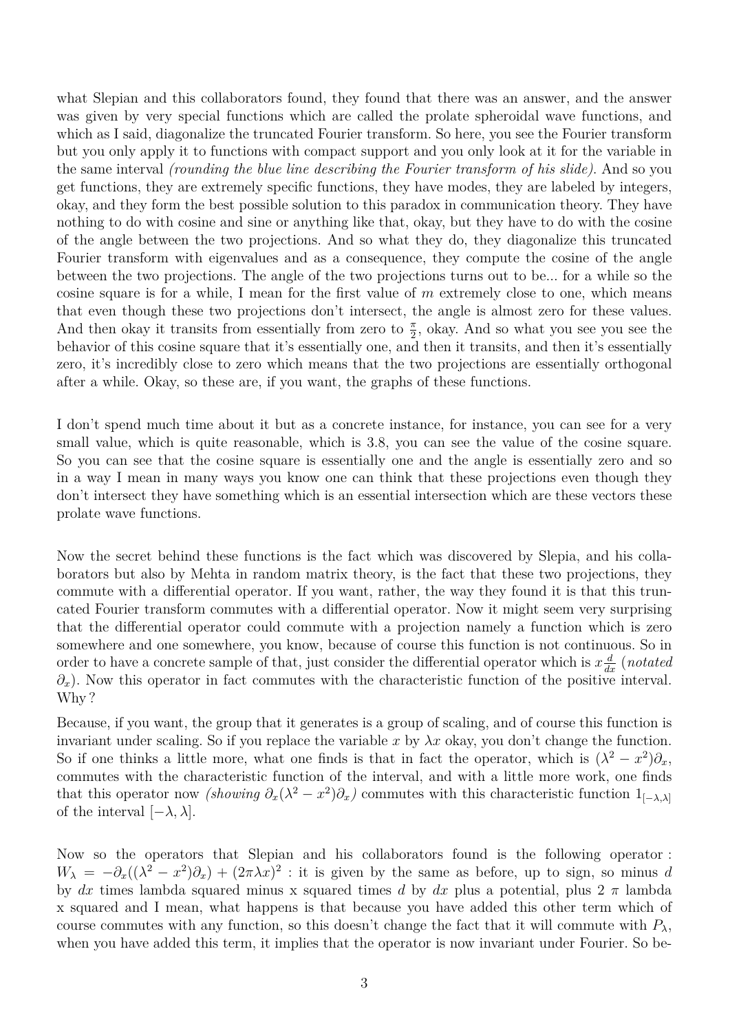what Slepian and this collaborators found, they found that there was an answer, and the answer was given by very special functions which are called the prolate spheroidal wave functions, and which as I said, diagonalize the truncated Fourier transform. So here, you see the Fourier transform but you only apply it to functions with compact support and you only look at it for the variable in the same interval *(rounding the blue line describing the Fourier transform of his slide)*. And so you get functions, they are extremely specific functions, they have modes, they are labeled by integers, okay, and they form the best possible solution to this paradox in communication theory. They have nothing to do with cosine and sine or anything like that, okay, but they have to do with the cosine of the angle between the two projections. And so what they do, they diagonalize this truncated Fourier transform with eigenvalues and as a consequence, they compute the cosine of the angle between the two projections. The angle of the two projections turns out to be... for a while so the cosine square is for a while, I mean for the first value of $m$ extremely close to one, which means that even though these two projections don't intersect, the angle is almost zero for these values. And then okay it transits from essentially from zero to $\frac{\pi}{2}$, okay. And so what you see you see the behavior of this cosine square that it's essentially one, and then it transits, and then it's essentially zero, it's incredibly close to zero which means that the two projections are essentially orthogonal after a while. Okay, so these are, if you want, the graphs of these functions.

I don't spend much time about it but as a concrete instance, for instance, you can see for a very small value, which is quite reasonable, which is 3.8, you can see the value of the cosine square. So you can see that the cosine square is essentially one and the angle is essentially zero and so in a way I mean in many ways you know one can think that these projections even though they don't intersect they have something which is an essential intersection which are these vectors these prolate wave functions.

Now the secret behind these functions is the fact which was discovered by Slepia, and his collaborators but also by Mehta in random matrix theory, is the fact that these two projections, they commute with a differential operator. If you want, rather, the way they found it is that this truncated Fourier transform commutes with a differential operator. Now it might seem very surprising that the differential operator could commute with a projection namely a function which is zero somewhere and one somewhere, you know, because of course this function is not continuous. So in order to have a concrete sample of that, just consider the differential operator which is $x\frac{d}{dx}$ (*notated* $\partial_x$). Now this operator in fact commutes with the characteristic function of the positive interval. Why ?

Because, if you want, the group that it generates is a group of scaling, and of course this function is invariant under scaling. So if you replace the variable $x$ by $\lambda x$ okay, you don't change the function. So if one thinks a little more, what one finds is that in fact the operator, which is $(\lambda^2 - x^2)\partial_x$, commutes with the characteristic function of the interval, and with a little more work, one finds that this operator now *(showing* $\partial_x(\lambda^2 - x^2)\partial_x$*)* commutes with this characteristic function $1_{[-\lambda,\lambda]}$ of the interval $[-\lambda, \lambda]$.

Now so the operators that Slepian and his collaborators found is the following operator : $W_\lambda = -\partial_x((\lambda^2 - x^2)\partial_x) + (2\pi\lambda x)^2$ : it is given by the same as before, up to sign, so minus $d$ by $dx$ times lambda squared minus x squared times $d$ by $dx$ plus a potential, plus 2 $\pi$ lambda x squared and I mean, what happens is that because you have added this other term which of course commutes with any function, so this doesn't change the fact that it will commute with $P_\lambda$, when you have added this term, it implies that the operator is now invariant under Fourier. So be-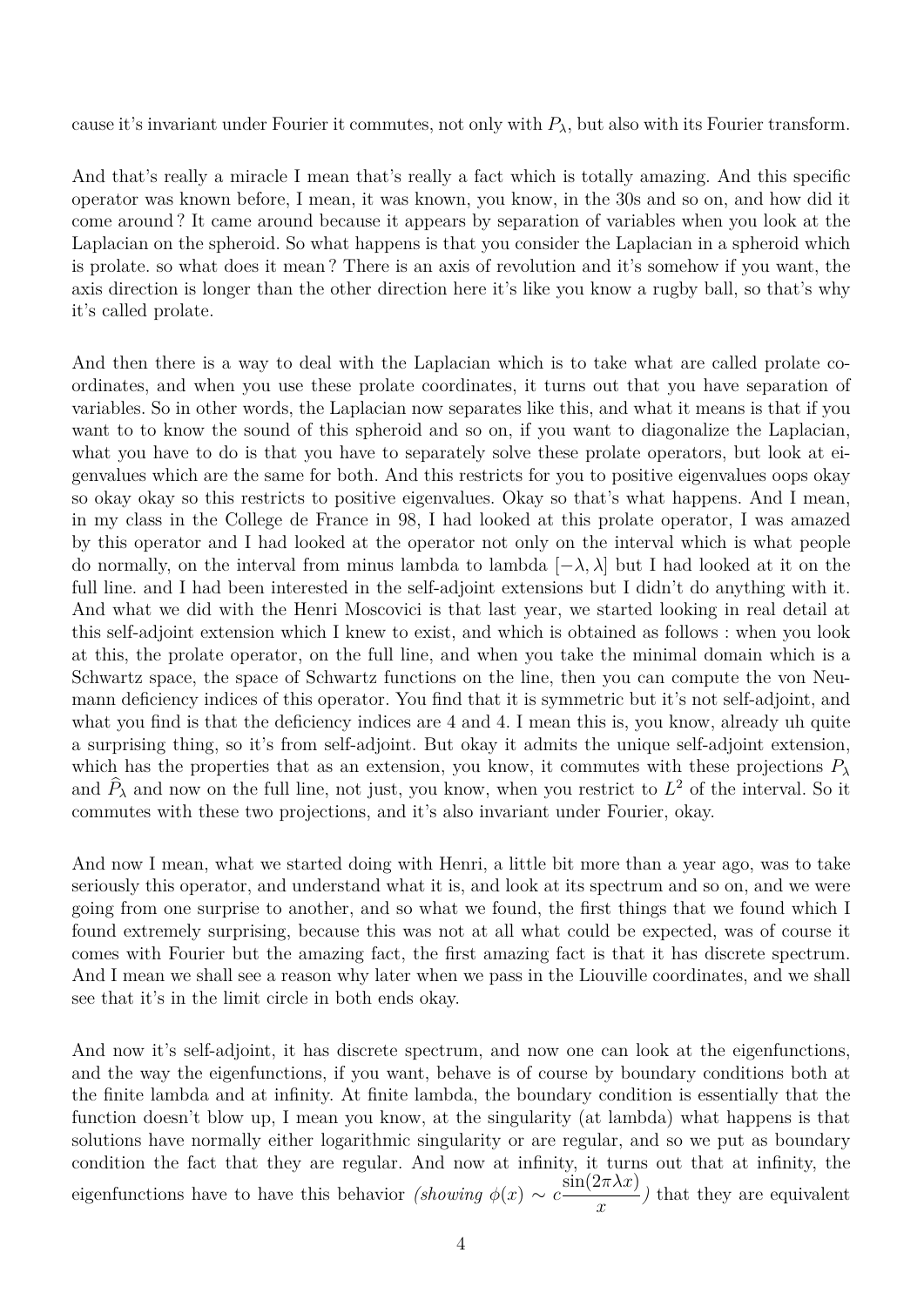cause it's invariant under Fourier it commutes, not only with $P_\lambda$, but also with its Fourier transform.

And that's really a miracle I mean that's really a fact which is totally amazing. And this specific operator was known before, I mean, it was known, you know, in the 30s and so on, and how did it come around ? It came around because it appears by separation of variables when you look at the Laplacian on the spheroid. So what happens is that you consider the Laplacian in a spheroid which is prolate. so what does it mean ? There is an axis of revolution and it's somehow if you want, the axis direction is longer than the other direction here it's like you know a rugby ball, so that's why it's called prolate.

And then there is a way to deal with the Laplacian which is to take what are called prolate coordinates, and when you use these prolate coordinates, it turns out that you have separation of variables. So in other words, the Laplacian now separates like this, and what it means is that if you want to to know the sound of this spheroid and so on, if you want to diagonalize the Laplacian, what you have to do is that you have to separately solve these prolate operators, but look at eigenvalues which are the same for both. And this restricts for you to positive eigenvalues oops okay so okay okay so this restricts to positive eigenvalues. Okay so that's what happens. And I mean, in my class in the College de France in 98, I had looked at this prolate operator, I was amazed by this operator and I had looked at the operator not only on the interval which is what people do normally, on the interval from minus lambda to lambda $[-\lambda, \lambda]$ but I had looked at it on the full line. and I had been interested in the self-adjoint extensions but I didn't do anything with it. And what we did with the Henri Moscovici is that last year, we started looking in real detail at this self-adjoint extension which I knew to exist, and which is obtained as follows : when you look at this, the prolate operator, on the full line, and when you take the minimal domain which is a Schwartz space, the space of Schwartz functions on the line, then you can compute the von Neumann deficiency indices of this operator. You find that it is symmetric but it's not self-adjoint, and what you find is that the deficiency indices are 4 and 4. I mean this is, you know, already uh quite a surprising thing, so it's from self-adjoint. But okay it admits the unique self-adjoint extension, which has the properties that as an extension, you know, it commutes with these projections $P_\lambda$ and $\widehat{P}_\lambda$ and now on the full line, not just, you know, when you restrict to $L^2$ of the interval. So it commutes with these two projections, and it's also invariant under Fourier, okay.

And now I mean, what we started doing with Henri, a little bit more than a year ago, was to take seriously this operator, and understand what it is, and look at its spectrum and so on, and we were going from one surprise to another, and so what we found, the first things that we found which I found extremely surprising, because this was not at all what could be expected, was of course it comes with Fourier but the amazing fact, the first amazing fact is that it has discrete spectrum. And I mean we shall see a reason why later when we pass in the Liouville coordinates, and we shall see that it's in the limit circle in both ends okay.

And now it's self-adjoint, it has discrete spectrum, and now one can look at the eigenfunctions, and the way the eigenfunctions, if you want, behave is of course by boundary conditions both at the finite lambda and at infinity. At finite lambda, the boundary condition is essentially that the function doesn't blow up, I mean you know, at the singularity (at lambda) what happens is that solutions have normally either logarithmic singularity or are regular, and so we put as boundary condition the fact that they are regular. And now at infinity, it turns out that at infinity, the eigenfunctions have to have this behavior *(showing* $\phi(x) \sim c\dfrac{\sin(2\pi\lambda x)}{x}$*)* that they are equivalent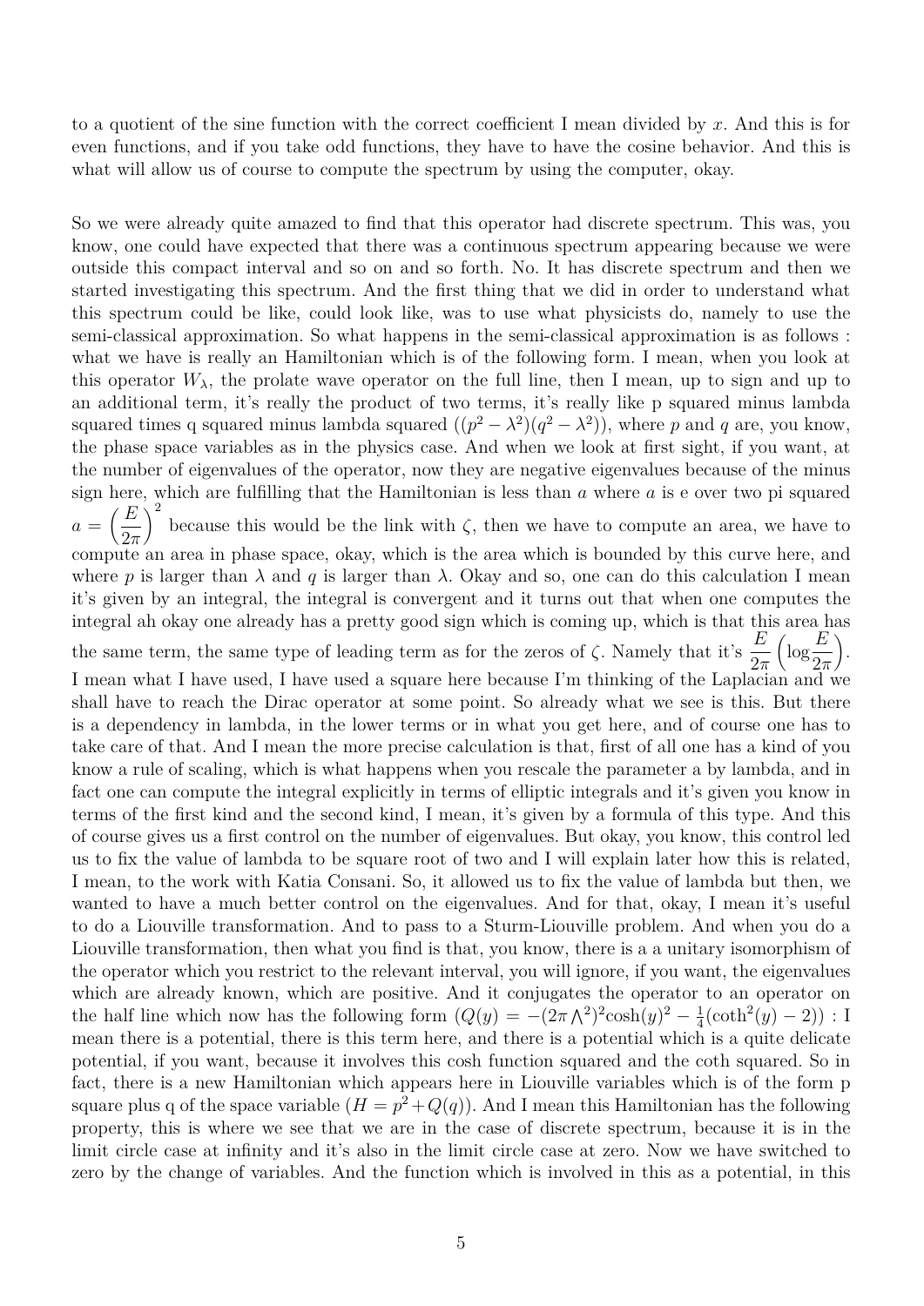to a quotient of the sine function with the correct coefficient I mean divided by $x$. And this is for even functions, and if you take odd functions, they have to have the cosine behavior. And this is what will allow us of course to compute the spectrum by using the computer, okay.

So we were already quite amazed to find that this operator had discrete spectrum. This was, you know, one could have expected that there was a continuous spectrum appearing because we were outside this compact interval and so on and so forth. No. It has discrete spectrum and then we started investigating this spectrum. And the first thing that we did in order to understand what this spectrum could be like, could look like, was to use what physicists do, namely to use the semi-classical approximation. So what happens in the semi-classical approximation is as follows : what we have is really an Hamiltonian which is of the following form. I mean, when you look at this operator $W_\lambda$, the prolate wave operator on the full line, then I mean, up to sign and up to an additional term, it's really the product of two terms, it's really like p squared minus lambda squared times q squared minus lambda squared ($(p^2 - \lambda^2)(q^2 - \lambda^2)$), where $p$ and $q$ are, you know, the phase space variables as in the physics case. And when we look at first sight, if you want, at the number of eigenvalues of the operator, now they are negative eigenvalues because of the minus sign here, which are fulfilling that the Hamiltonian is less than $a$ where $a$ is e over two pi squared $a = \left(\dfrac{E}{2\pi}\right)^2$ because this would be the link with $\zeta$, then we have to compute an area, we have to compute an area in phase space, okay, which is the area which is bounded by this curve here, and where $p$ is larger than $\lambda$ and $q$ is larger than $\lambda$. Okay and so, one can do this calculation I mean it's given by an integral, the integral is convergent and it turns out that when one computes the integral ah okay one already has a pretty good sign which is coming up, which is that this area has the same term, the same type of leading term as for the zeros of $\zeta$. Namely that it's $\dfrac{E}{2\pi}\left(\log\dfrac{E}{2\pi}\right)$. I mean what I have used, I have used a square here because I'm thinking of the Laplacian and we shall have to reach the Dirac operator at some point. So already what we see is this. But there is a dependency in lambda, in the lower terms or in what you get here, and of course one has to take care of that. And I mean the more precise calculation is that, first of all one has a kind of you know a rule of scaling, which is what happens when you rescale the parameter a by lambda, and in fact one can compute the integral explicitly in terms of elliptic integrals and it's given you know in terms of the first kind and the second kind, I mean, it's given by a formula of this type. And this of course gives us a first control on the number of eigenvalues. But okay, you know, this control led us to fix the value of lambda to be square root of two and I will explain later how this is related, I mean, to the work with Katia Consani. So, it allowed us to fix the value of lambda but then, we wanted to have a much better control on the eigenvalues. And for that, okay, I mean it's useful to do a Liouville transformation. And to pass to a Sturm-Liouville problem. And when you do a Liouville transformation, then what you find is that, you know, there is a a unitary isomorphism of the operator which you restrict to the relevant interval, you will ignore, if you want, the eigenvalues which are already known, which are positive. And it conjugates the operator to an operator on the half line which now has the following form ($Q(y) = -(2\pi\bigwedge^2)^2\cosh(y)^2 - \frac{1}{4}(\coth^2(y) - 2)$) : I mean there is a potential, there is this term here, and there is a potential which is a quite delicate potential, if you want, because it involves this cosh function squared and the coth squared. So in fact, there is a new Hamiltonian which appears here in Liouville variables which is of the form p square plus q of the space variable ($H = p^2 + Q(q)$). And I mean this Hamiltonian has the following property, this is where we see that we are in the case of discrete spectrum, because it is in the limit circle case at infinity and it's also in the limit circle case at zero. Now we have switched to zero by the change of variables. And the function which is involved in this as a potential, in this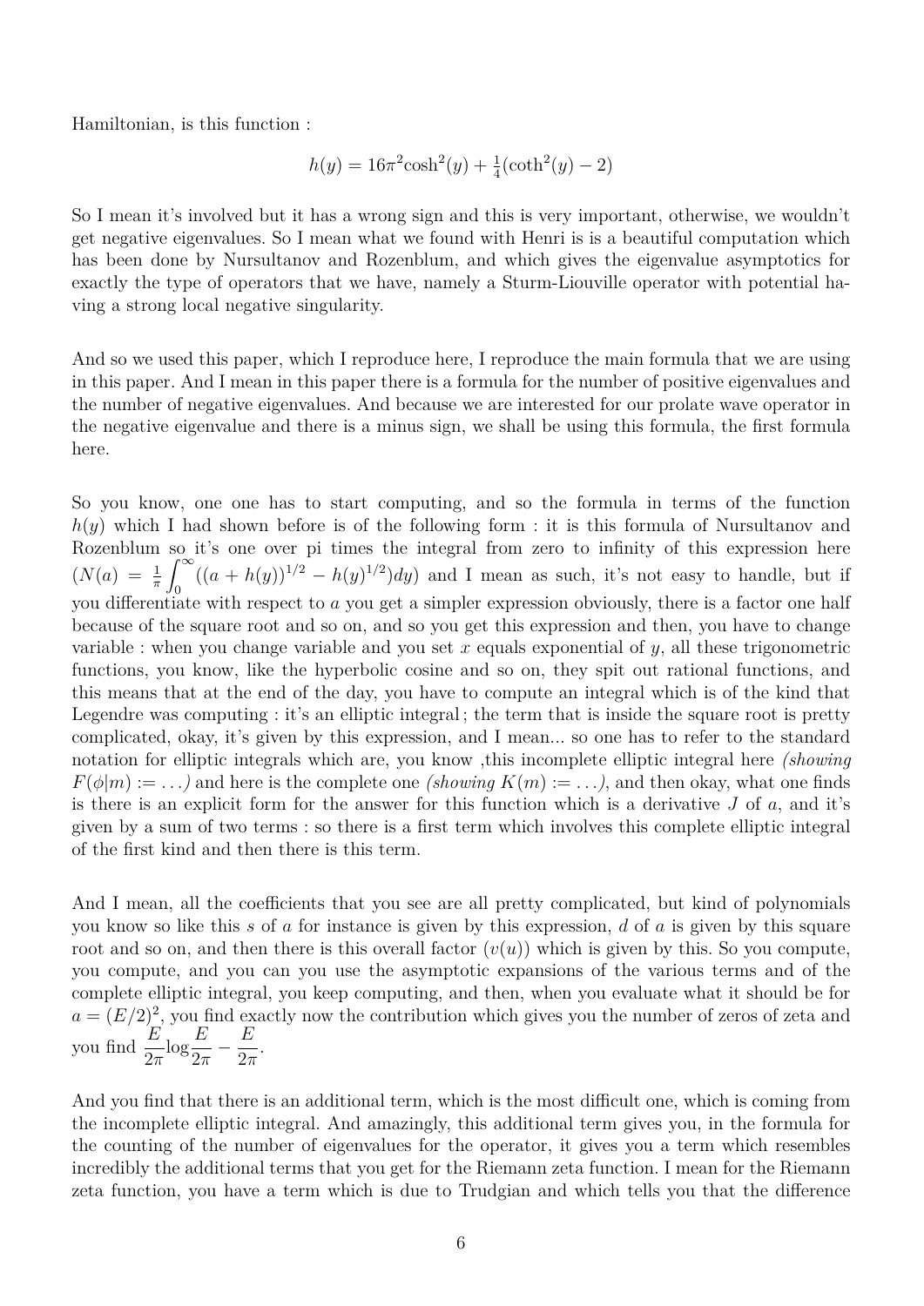Hamiltonian, is this function :

$$h(y) = 16\pi^2\cosh^2(y) + \tfrac{1}{4}(\coth^2(y) - 2)$$

So I mean it's involved but it has a wrong sign and this is very important, otherwise, we wouldn't get negative eigenvalues. So I mean what we found with Henri is is a beautiful computation which has been done by Nursultanov and Rozenblum, and which gives the eigenvalue asymptotics for exactly the type of operators that we have, namely a Sturm-Liouville operator with potential having a strong local negative singularity.

And so we used this paper, which I reproduce here, I reproduce the main formula that we are using in this paper. And I mean in this paper there is a formula for the number of positive eigenvalues and the number of negative eigenvalues. And because we are interested for our prolate wave operator in the negative eigenvalue and there is a minus sign, we shall be using this formula, the first formula here.

So you know, one one has to start computing, and so the formula in terms of the function $h(y)$ which I had shown before is of the following form : it is this formula of Nursultanov and Rozenblum so it's one over pi times the integral from zero to infinity of this expression here ($N(a) = \frac{1}{\pi}\int_0^\infty ((a + h(y))^{1/2} - h(y)^{1/2})dy$) and I mean as such, it's not easy to handle, but if you differentiate with respect to $a$ you get a simpler expression obviously, there is a factor one half because of the square root and so on, and so you get this expression and then, you have to change variable : when you change variable and you set $x$ equals exponential of $y$, all these trigonometric functions, you know, like the hyperbolic cosine and so on, they spit out rational functions, and this means that at the end of the day, you have to compute an integral which is of the kind that Legendre was computing : it's an elliptic integral ; the term that is inside the square root is pretty complicated, okay, it's given by this expression, and I mean... so one has to refer to the standard notation for elliptic integrals which are, you know ,this incomplete elliptic integral here *(showing $F(\phi|m) := \ldots$)* and here is the complete one *(showing $K(m) := \ldots$)*, and then okay, what one finds is there is an explicit form for the answer for this function which is a derivative $J$ of $a$, and it's given by a sum of two terms : so there is a first term which involves this complete elliptic integral of the first kind and then there is this term.

And I mean, all the coefficients that you see are all pretty complicated, but kind of polynomials you know so like this $s$ of $a$ for instance is given by this expression, $d$ of $a$ is given by this square root and so on, and then there is this overall factor ($v(u)$) which is given by this. So you compute, you compute, and you can you use the asymptotic expansions of the various terms and of the complete elliptic integral, you keep computing, and then, when you evaluate what it should be for $a = (E/2)^2$, you find exactly now the contribution which gives you the number of zeros of zeta and you find $\frac{E}{2\pi}\log\frac{E}{2\pi} - \frac{E}{2\pi}$.

And you find that there is an additional term, which is the most difficult one, which is coming from the incomplete elliptic integral. And amazingly, this additional term gives you, in the formula for the counting of the number of eigenvalues for the operator, it gives you a term which resembles incredibly the additional terms that you get for the Riemann zeta function. I mean for the Riemann zeta function, you have a term which is due to Trudgian and which tells you that the difference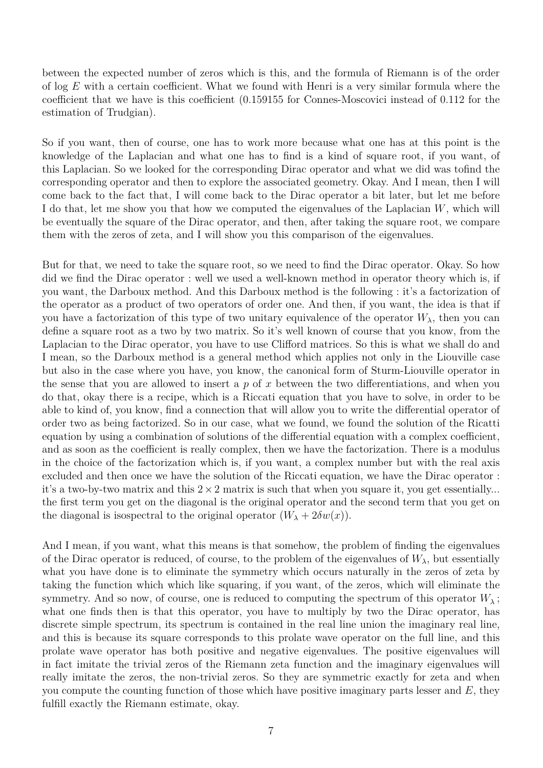between the expected number of zeros which is this, and the formula of Riemann is of the order of $\log E$ with a certain coefficient. What we found with Henri is a very similar formula where the coefficient that we have is this coefficient (0.159155 for Connes-Moscovici instead of 0.112 for the estimation of Trudgian).

So if you want, then of course, one has to work more because what one has at this point is the knowledge of the Laplacian and what one has to find is a kind of square root, if you want, of this Laplacian. So we looked for the corresponding Dirac operator and what we did was tofind the corresponding operator and then to explore the associated geometry. Okay. And I mean, then I will come back to the fact that, I will come back to the Dirac operator a bit later, but let me before I do that, let me show you that how we computed the eigenvalues of the Laplacian $W$, which will be eventually the square of the Dirac operator, and then, after taking the square root, we compare them with the zeros of zeta, and I will show you this comparison of the eigenvalues.

But for that, we need to take the square root, so we need to find the Dirac operator. Okay. So how did we find the Dirac operator : well we used a well-known method in operator theory which is, if you want, the Darboux method. And this Darboux method is the following : it's a factorization of the operator as a product of two operators of order one. And then, if you want, the idea is that if you have a factorization of this type of two unitary equivalence of the operator $W_\lambda$, then you can define a square root as a two by two matrix. So it's well known of course that you know, from the Laplacian to the Dirac operator, you have to use Clifford matrices. So this is what we shall do and I mean, so the Darboux method is a general method which applies not only in the Liouville case but also in the case where you have, you know, the canonical form of Sturm-Liouville operator in the sense that you are allowed to insert a $p$ of $x$ between the two differentiations, and when you do that, okay there is a recipe, which is a Riccati equation that you have to solve, in order to be able to kind of, you know, find a connection that will allow you to write the differential operator of order two as being factorized. So in our case, what we found, we found the solution of the Ricatti equation by using a combination of solutions of the differential equation with a complex coefficient, and as soon as the coefficient is really complex, then we have the factorization. There is a modulus in the choice of the factorization which is, if you want, a complex number but with the real axis excluded and then once we have the solution of the Riccati equation, we have the Dirac operator : it's a two-by-two matrix and this $2 \times 2$ matrix is such that when you square it, you get essentially... the first term you get on the diagonal is the original operator and the second term that you get on the diagonal is isospectral to the original operator ($W_\lambda + 2\delta w(x)$).

And I mean, if you want, what this means is that somehow, the problem of finding the eigenvalues of the Dirac operator is reduced, of course, to the problem of the eigenvalues of $W_\lambda$, but essentially what you have done is to eliminate the symmetry which occurs naturally in the zeros of zeta by taking the function which which like squaring, if you want, of the zeros, which will eliminate the symmetry. And so now, of course, one is reduced to computing the spectrum of this operator $W_\lambda$ ; what one finds then is that this operator, you have to multiply by two the Dirac operator, has discrete simple spectrum, its spectrum is contained in the real line union the imaginary real line, and this is because its square corresponds to this prolate wave operator on the full line, and this prolate wave operator has both positive and negative eigenvalues. The positive eigenvalues will in fact imitate the trivial zeros of the Riemann zeta function and the imaginary eigenvalues will really imitate the zeros, the non-trivial zeros. So they are symmetric exactly for zeta and when you compute the counting function of those which have positive imaginary parts lesser and $E$, they fulfill exactly the Riemann estimate, okay.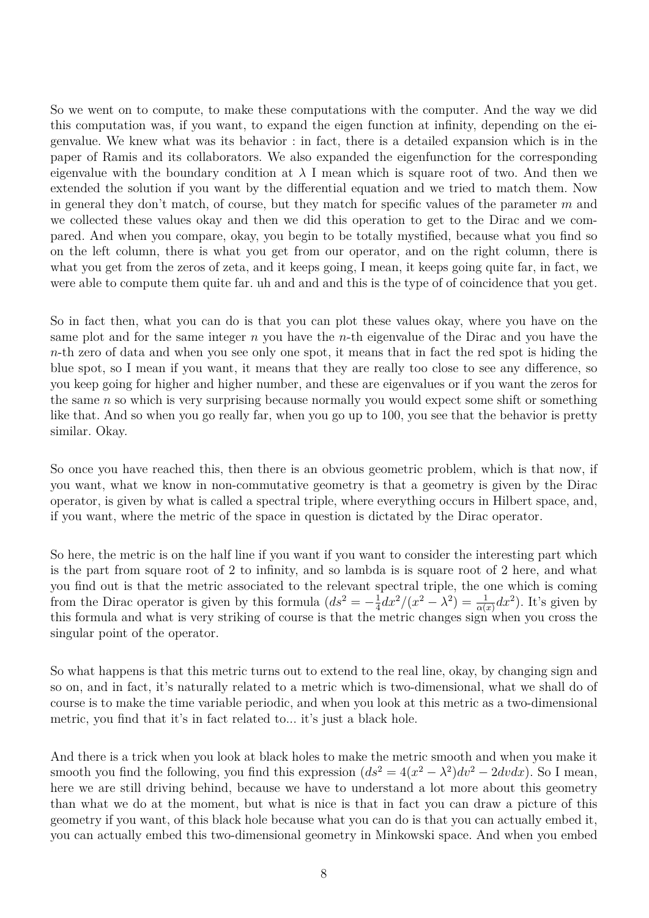So we went on to compute, to make these computations with the computer. And the way we did this computation was, if you want, to expand the eigen function at infinity, depending on the eigenvalue. We knew what was its behavior : in fact, there is a detailed expansion which is in the paper of Ramis and its collaborators. We also expanded the eigenfunction for the corresponding eigenvalue with the boundary condition at $\lambda$ I mean which is square root of two. And then we extended the solution if you want by the differential equation and we tried to match them. Now in general they don't match, of course, but they match for specific values of the parameter $m$ and we collected these values okay and then we did this operation to get to the Dirac and we compared. And when you compare, okay, you begin to be totally mystified, because what you find so on the left column, there is what you get from our operator, and on the right column, there is what you get from the zeros of zeta, and it keeps going, I mean, it keeps going quite far, in fact, we were able to compute them quite far. uh and and and this is the type of of coincidence that you get.

So in fact then, what you can do is that you can plot these values okay, where you have on the same plot and for the same integer $n$ you have the $n$-th eigenvalue of the Dirac and you have the $n$-th zero of data and when you see only one spot, it means that in fact the red spot is hiding the blue spot, so I mean if you want, it means that they are really too close to see any difference, so you keep going for higher and higher number, and these are eigenvalues or if you want the zeros for the same $n$ so which is very surprising because normally you would expect some shift or something like that. And so when you go really far, when you go up to 100, you see that the behavior is pretty similar. Okay.

So once you have reached this, then there is an obvious geometric problem, which is that now, if you want, what we know in non-commutative geometry is that a geometry is given by the Dirac operator, is given by what is called a spectral triple, where everything occurs in Hilbert space, and, if you want, where the metric of the space in question is dictated by the Dirac operator.

So here, the metric is on the half line if you want if you want to consider the interesting part which is the part from square root of 2 to infinity, and so lambda is is square root of 2 here, and what you find out is that the metric associated to the relevant spectral triple, the one which is coming from the Dirac operator is given by this formula ($ds^2 = -\frac{1}{4}dx^2/(x^2 - \lambda^2) = \frac{1}{\alpha(x)}dx^2$). It's given by this formula and what is very striking of course is that the metric changes sign when you cross the singular point of the operator.

So what happens is that this metric turns out to extend to the real line, okay, by changing sign and so on, and in fact, it's naturally related to a metric which is two-dimensional, what we shall do of course is to make the time variable periodic, and when you look at this metric as a two-dimensional metric, you find that it's in fact related to... it's just a black hole.

And there is a trick when you look at black holes to make the metric smooth and when you make it smooth you find the following, you find this expression ($ds^2 = 4(x^2 - \lambda^2)dv^2 - 2dvdx$). So I mean, here we are still driving behind, because we have to understand a lot more about this geometry than what we do at the moment, but what is nice is that in fact you can draw a picture of this geometry if you want, of this black hole because what you can do is that you can actually embed it, you can actually embed this two-dimensional geometry in Minkowski space. And when you embed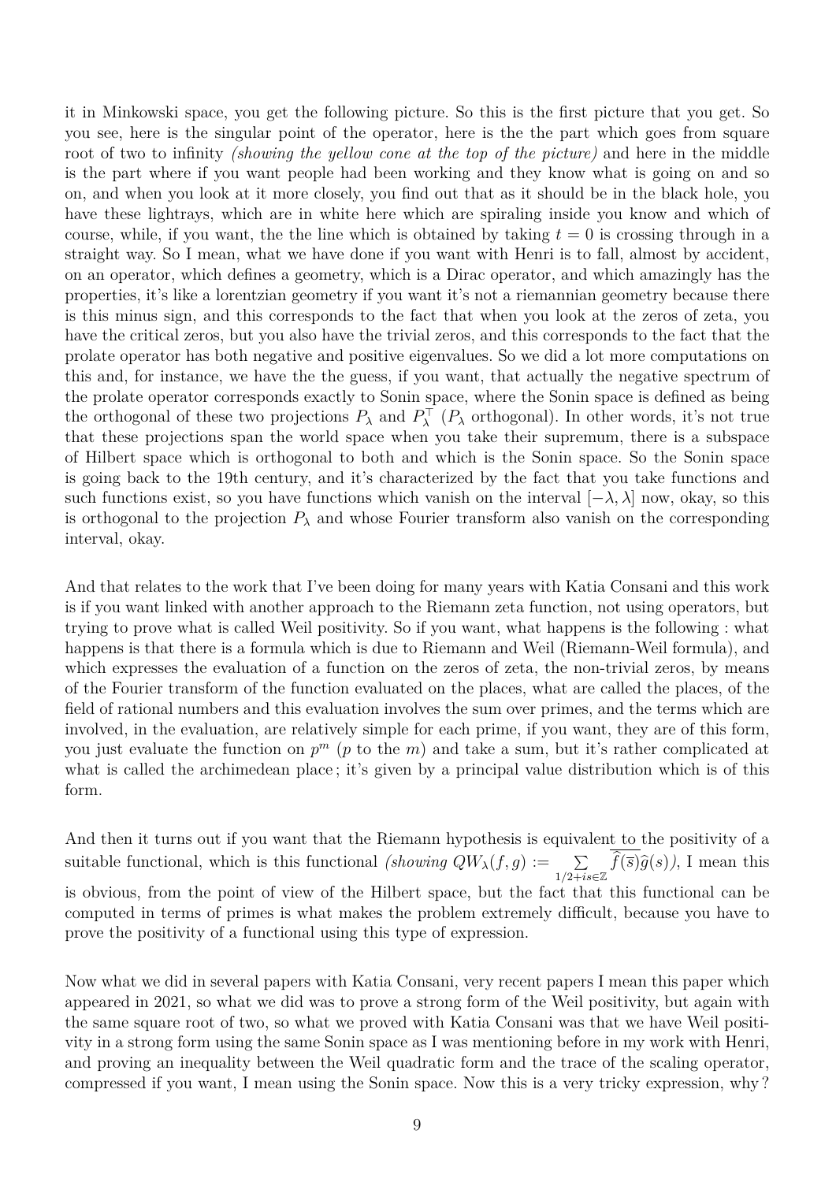it in Minkowski space, you get the following picture. So this is the first picture that you get. So you see, here is the singular point of the operator, here is the the part which goes from square root of two to infinity *(showing the yellow cone at the top of the picture)* and here in the middle is the part where if you want people had been working and they know what is going on and so on, and when you look at it more closely, you find out that as it should be in the black hole, you have these lightrays, which are in white here which are spiraling inside you know and which of course, while, if you want, the the line which is obtained by taking $t = 0$ is crossing through in a straight way. So I mean, what we have done if you want with Henri is to fall, almost by accident, on an operator, which defines a geometry, which is a Dirac operator, and which amazingly has the properties, it's like a lorentzian geometry if you want it's not a riemannian geometry because there is this minus sign, and this corresponds to the fact that when you look at the zeros of zeta, you have the critical zeros, but you also have the trivial zeros, and this corresponds to the fact that the prolate operator has both negative and positive eigenvalues. So we did a lot more computations on this and, for instance, we have the the guess, if you want, that actually the negative spectrum of the prolate operator corresponds exactly to Sonin space, where the Sonin space is defined as being the orthogonal of these two projections $P_\lambda$ and $P_\lambda^\top$ ($P_\lambda$ orthogonal). In other words, it's not true that these projections span the world space when you take their supremum, there is a subspace of Hilbert space which is orthogonal to both and which is the Sonin space. So the Sonin space is going back to the 19th century, and it's characterized by the fact that you take functions and such functions exist, so you have functions which vanish on the interval $[-\lambda, \lambda]$ now, okay, so this is orthogonal to the projection $P_\lambda$ and whose Fourier transform also vanish on the corresponding interval, okay.

And that relates to the work that I've been doing for many years with Katia Consani and this work is if you want linked with another approach to the Riemann zeta function, not using operators, but trying to prove what is called Weil positivity. So if you want, what happens is the following : what happens is that there is a formula which is due to Riemann and Weil (Riemann-Weil formula), and which expresses the evaluation of a function on the zeros of zeta, the non-trivial zeros, by means of the Fourier transform of the function evaluated on the places, what are called the places, of the field of rational numbers and this evaluation involves the sum over primes, and the terms which are involved, in the evaluation, are relatively simple for each prime, if you want, they are of this form, you just evaluate the function on $p^m$ ($p$ to the $m$) and take a sum, but it's rather complicated at what is called the archimedean place ; it's given by a principal value distribution which is of this form.

And then it turns out if you want that the Riemann hypothesis is equivalent to the positivity of a suitable functional, which is this functional *(showing* $QW_\lambda(f,g) := \sum_{1/2+is\in\mathbb{Z}} \overline{\widehat{f}(\overline{s})}\widehat{g}(s)$*)*, I mean this is obvious, from the point of view of the Hilbert space, but the fact that this functional can be computed in terms of primes is what makes the problem extremely difficult, because you have to prove the positivity of a functional using this type of expression.

Now what we did in several papers with Katia Consani, very recent papers I mean this paper which appeared in 2021, so what we did was to prove a strong form of the Weil positivity, but again with the same square root of two, so what we proved with Katia Consani was that we have Weil positivity in a strong form using the same Sonin space as I was mentioning before in my work with Henri, and proving an inequality between the Weil quadratic form and the trace of the scaling operator, compressed if you want, I mean using the Sonin space. Now this is a very tricky expression, why ?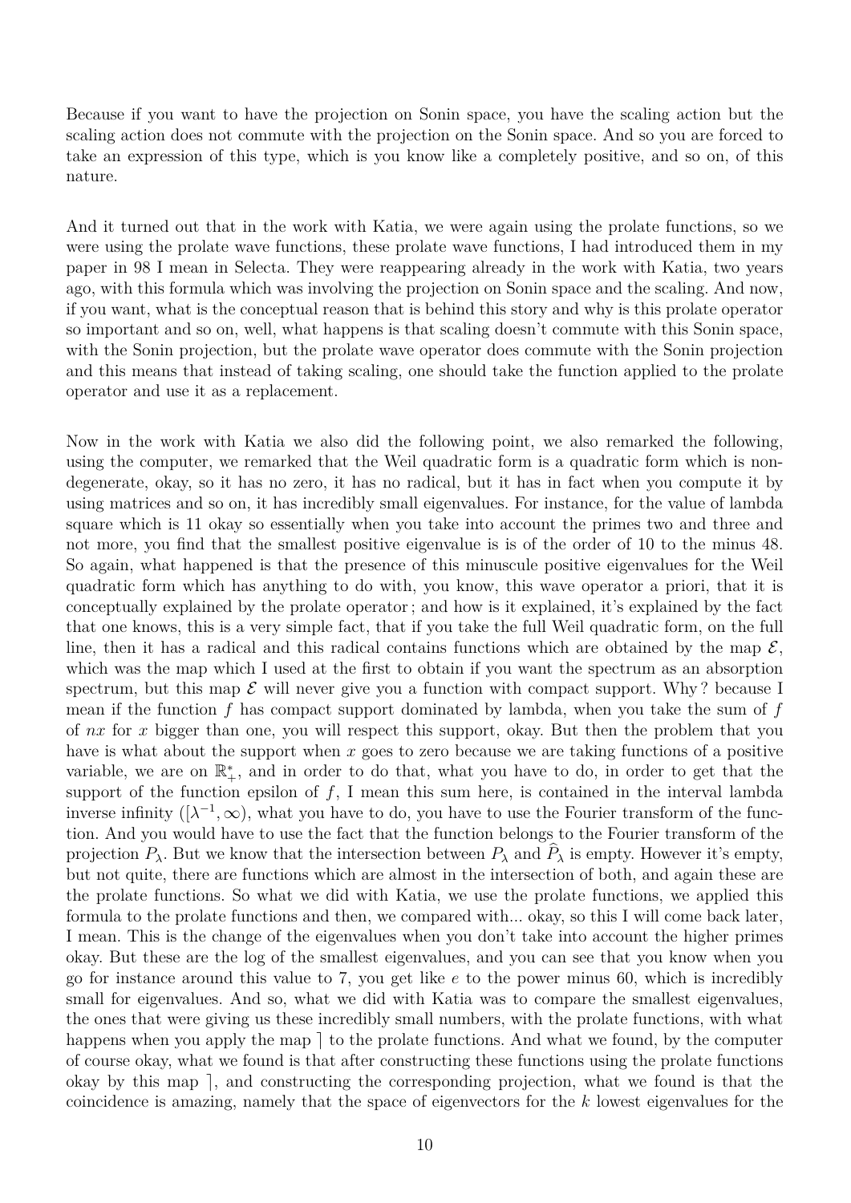Because if you want to have the projection on Sonin space, you have the scaling action but the scaling action does not commute with the projection on the Sonin space. And so you are forced to take an expression of this type, which is you know like a completely positive, and so on, of this nature.

And it turned out that in the work with Katia, we were again using the prolate functions, so we were using the prolate wave functions, these prolate wave functions, I had introduced them in my paper in 98 I mean in Selecta. They were reappearing already in the work with Katia, two years ago, with this formula which was involving the projection on Sonin space and the scaling. And now, if you want, what is the conceptual reason that is behind this story and why is this prolate operator so important and so on, well, what happens is that scaling doesn't commute with this Sonin space, with the Sonin projection, but the prolate wave operator does commute with the Sonin projection and this means that instead of taking scaling, one should take the function applied to the prolate operator and use it as a replacement.

Now in the work with Katia we also did the following point, we also remarked the following, using the computer, we remarked that the Weil quadratic form is a quadratic form which is non-degenerate, okay, so it has no zero, it has no radical, but it has in fact when you compute it by using matrices and so on, it has incredibly small eigenvalues. For instance, for the value of lambda square which is 11 okay so essentially when you take into account the primes two and three and not more, you find that the smallest positive eigenvalue is is of the order of 10 to the minus 48. So again, what happened is that the presence of this minuscule positive eigenvalues for the Weil quadratic form which has anything to do with, you know, this wave operator a priori, that it is conceptually explained by the prolate operator ; and how is it explained, it's explained by the fact that one knows, this is a very simple fact, that if you take the full Weil quadratic form, on the full line, then it has a radical and this radical contains functions which are obtained by the map $\mathcal{E}$, which was the map which I used at the first to obtain if you want the spectrum as an absorption spectrum, but this map $\mathcal{E}$ will never give you a function with compact support. Why ? because I mean if the function $f$ has compact support dominated by lambda, when you take the sum of $f$ of $nx$ for $x$ bigger than one, you will respect this support, okay. But then the problem that you have is what about the support when $x$ goes to zero because we are taking functions of a positive variable, we are on $\mathbb{R}_+^*$, and in order to do that, what you have to do, in order to get that the support of the function epsilon of $f$, I mean this sum here, is contained in the interval lambda inverse infinity ($[\lambda^{-1}, \infty)$, what you have to do, you have to use the Fourier transform of the function. And you would have to use the fact that the function belongs to the Fourier transform of the projection $P_\lambda$. But we know that the intersection between $P_\lambda$ and $\widehat{P}_\lambda$ is empty. However it's empty, but not quite, there are functions which are almost in the intersection of both, and again these are the prolate functions. So what we did with Katia, we use the prolate functions, we applied this formula to the prolate functions and then, we compared with... okay, so this I will come back later, I mean. This is the change of the eigenvalues when you don't take into account the higher primes okay. But these are the log of the smallest eigenvalues, and you can see that you know when you go for instance around this value to 7, you get like $e$ to the power minus 60, which is incredibly small for eigenvalues. And so, what we did with Katia was to compare the smallest eigenvalues, the ones that were giving us these incredibly small numbers, with the prolate functions, with what happens when you apply the map $\rceil$ to the prolate functions. And what we found, by the computer of course okay, what we found is that after constructing these functions using the prolate functions okay by this map $\rceil$, and constructing the corresponding projection, what we found is that the coincidence is amazing, namely that the space of eigenvectors for the $k$ lowest eigenvalues for the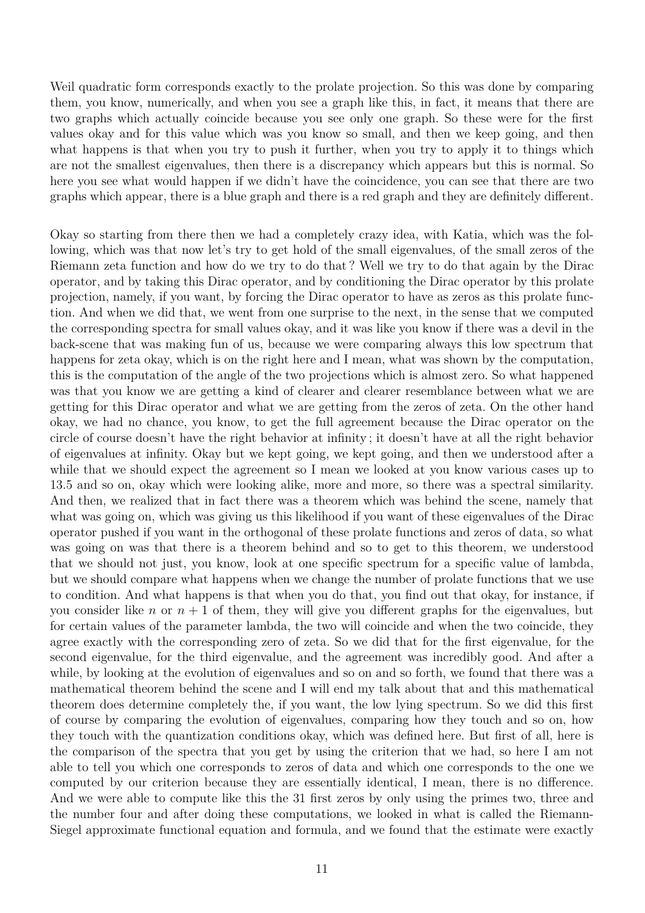Weil quadratic form corresponds exactly to the prolate projection. So this was done by comparing them, you know, numerically, and when you see a graph like this, in fact, it means that there are two graphs which actually coincide because you see only one graph. So these were for the first values okay and for this value which was you know so small, and then we keep going, and then what happens is that when you try to push it further, when you try to apply it to things which are not the smallest eigenvalues, then there is a discrepancy which appears but this is normal. So here you see what would happen if we didn't have the coincidence, you can see that there are two graphs which appear, there is a blue graph and there is a red graph and they are definitely different.

Okay so starting from there then we had a completely crazy idea, with Katia, which was the following, which was that now let's try to get hold of the small eigenvalues, of the small zeros of the Riemann zeta function and how do we try to do that ? Well we try to do that again by the Dirac operator, and by taking this Dirac operator, and by conditioning the Dirac operator by this prolate projection, namely, if you want, by forcing the Dirac operator to have as zeros as this prolate function. And when we did that, we went from one surprise to the next, in the sense that we computed the corresponding spectra for small values okay, and it was like you know if there was a devil in the back-scene that was making fun of us, because we were comparing always this low spectrum that happens for zeta okay, which is on the right here and I mean, what was shown by the computation, this is the computation of the angle of the two projections which is almost zero. So what happened was that you know we are getting a kind of clearer and clearer resemblance between what we are getting for this Dirac operator and what we are getting from the zeros of zeta. On the other hand okay, we had no chance, you know, to get the full agreement because the Dirac operator on the circle of course doesn't have the right behavior at infinity ; it doesn't have at all the right behavior of eigenvalues at infinity. Okay but we kept going, we kept going, and then we understood after a while that we should expect the agreement so I mean we looked at you know various cases up to 13.5 and so on, okay which were looking alike, more and more, so there was a spectral similarity. And then, we realized that in fact there was a theorem which was behind the scene, namely that what was going on, which was giving us this likelihood if you want of these eigenvalues of the Dirac operator pushed if you want in the orthogonal of these prolate functions and zeros of data, so what was going on was that there is a theorem behind and so to get to this theorem, we understood that we should not just, you know, look at one specific spectrum for a specific value of lambda, but we should compare what happens when we change the number of prolate functions that we use to condition. And what happens is that when you do that, you find out that okay, for instance, if you consider like $n$ or $n + 1$ of them, they will give you different graphs for the eigenvalues, but for certain values of the parameter lambda, the two will coincide and when the two coincide, they agree exactly with the corresponding zero of zeta. So we did that for the first eigenvalue, for the second eigenvalue, for the third eigenvalue, and the agreement was incredibly good. And after a while, by looking at the evolution of eigenvalues and so on and so forth, we found that there was a mathematical theorem behind the scene and I will end my talk about that and this mathematical theorem does determine completely the, if you want, the low lying spectrum. So we did this first of course by comparing the evolution of eigenvalues, comparing how they touch and so on, how they touch with the quantization conditions okay, which was defined here. But first of all, here is the comparison of the spectra that you get by using the criterion that we had, so here I am not able to tell you which one corresponds to zeros of data and which one corresponds to the one we computed by our criterion because they are essentially identical, I mean, there is no difference. And we were able to compute like this the 31 first zeros by only using the primes two, three and the number four and after doing these computations, we looked in what is called the Riemann-Siegel approximate functional equation and formula, and we found that the estimate were exactly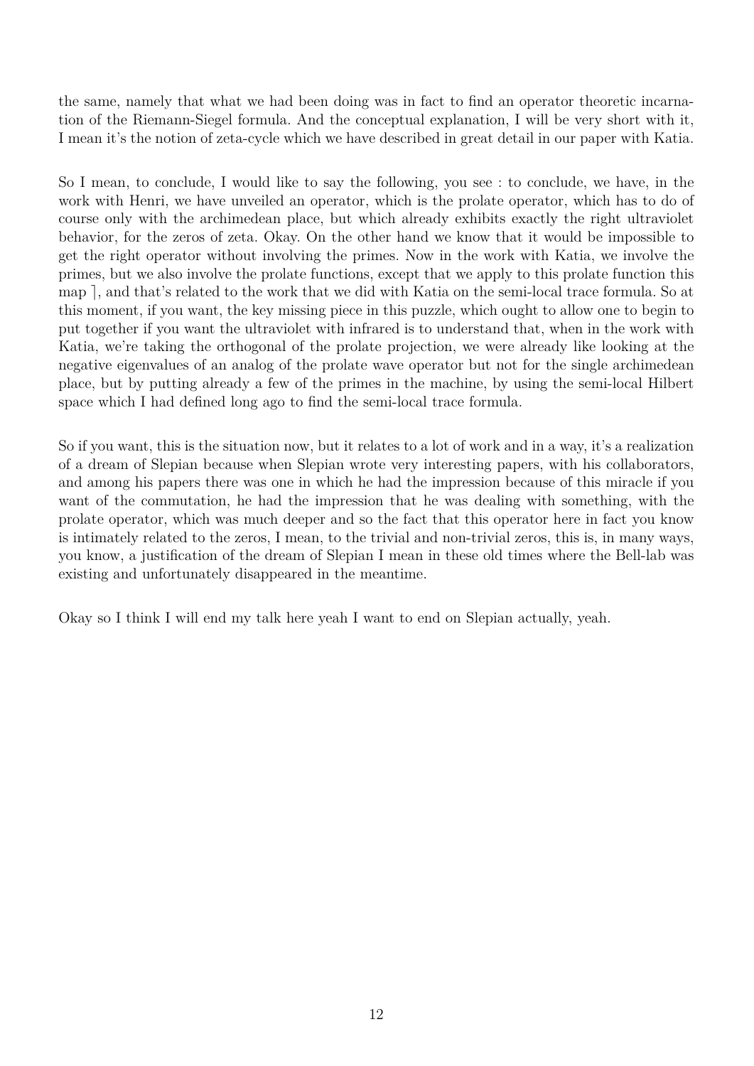the same, namely that what we had been doing was in fact to find an operator theoretic incarnation of the Riemann-Siegel formula. And the conceptual explanation, I will be very short with it, I mean it's the notion of zeta-cycle which we have described in great detail in our paper with Katia.

So I mean, to conclude, I would like to say the following, you see : to conclude, we have, in the work with Henri, we have unveiled an operator, which is the prolate operator, which has to do of course only with the archimedean place, but which already exhibits exactly the right ultraviolet behavior, for the zeros of zeta. Okay. On the other hand we know that it would be impossible to get the right operator without involving the primes. Now in the work with Katia, we involve the primes, but we also involve the prolate functions, except that we apply to this prolate function this map $\mathcal{E}$, and that's related to the work that we did with Katia on the semi-local trace formula. So at this moment, if you want, the key missing piece in this puzzle, which ought to allow one to begin to put together if you want the ultraviolet with infrared is to understand that, when in the work with Katia, we're taking the orthogonal of the prolate projection, we were already like looking at the negative eigenvalues of an analog of the prolate wave operator but not for the single archimedean place, but by putting already a few of the primes in the machine, by using the semi-local Hilbert space which I had defined long ago to find the semi-local trace formula.

So if you want, this is the situation now, but it relates to a lot of work and in a way, it's a realization of a dream of Slepian because when Slepian wrote very interesting papers, with his collaborators, and among his papers there was one in which he had the impression because of this miracle if you want of the commutation, he had the impression that he was dealing with something, with the prolate operator, which was much deeper and so the fact that this operator here in fact you know is intimately related to the zeros, I mean, to the trivial and non-trivial zeros, this is, in many ways, you know, a justification of the dream of Slepian I mean in these old times where the Bell-lab was existing and unfortunately disappeared in the meantime.

Okay so I think I will end my talk here yeah I want to end on Slepian actually, yeah.